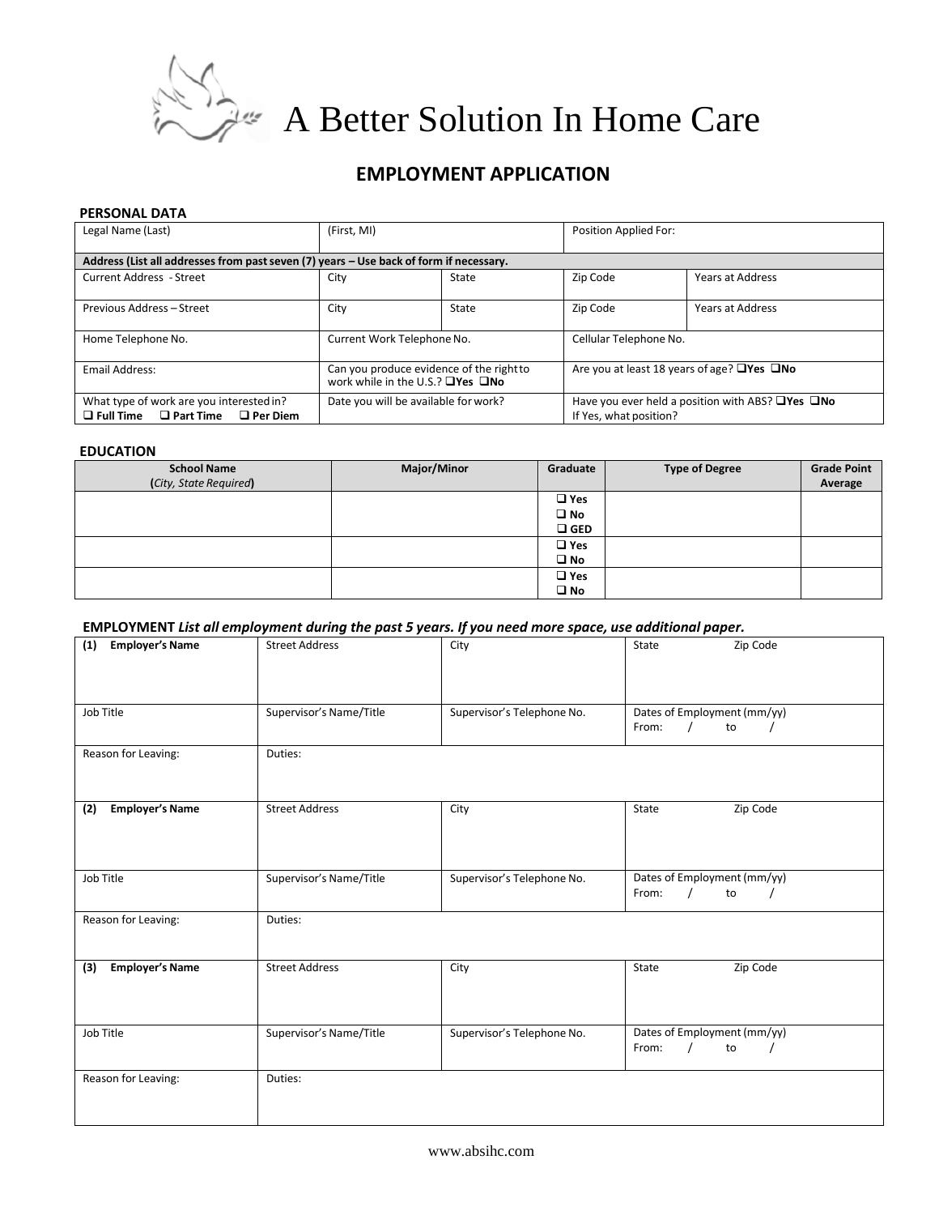# A Better Solution In Home Care

## EMPLOYMENT APPLICATION

**PERSONAL DATA**

| Legal Name (Last) | (First, MI) | | Position Applied For: | |
|---|---|---|---|---|
| **Address (List all addresses from past seven (7) years – Use back of form if necessary.** | | | | |
| Current Address - Street | City | State | Zip Code | Years at Address |
| Previous Address – Street | City | State | Zip Code | Years at Address |
| Home Telephone No. | Current Work Telephone No. | | Cellular Telephone No. | |
| Email Address: | Can you produce evidence of the right to work while in the U.S.? ❑**Yes** ❑**No** | | Are you at least 18 years of age? ❑**Yes** ❑**No** | |
| What type of work are you interested in? ❑ **Full Time** ❑ **Part Time** ❑ **Per Diem** | Date you will be available for work? | | Have you ever held a position with ABS? ❑**Yes** ❑**No** If Yes, what position? | |

**EDUCATION**

| School Name (*City, State Required*) | Major/Minor | Graduate | Type of Degree | Grade Point Average |
|---|---|---|---|---|
| | | ❑ **Yes** ❑ **No** ❑ **GED** | | |
| | | ❑ **Yes** ❑ **No** | | |
| | | ❑ **Yes** ❑ **No** | | |

**EMPLOYMENT** ***List all employment during the past 5 years. If you need more space, use additional paper.***

| **(1) Employer's Name** | Street Address | City | State Zip Code |
|---|---|---|---|
| Job Title | Supervisor's Name/Title | Supervisor's Telephone No. | Dates of Employment (mm/yy) From: / to / |
| Reason for Leaving: | Duties: | | |
| **(2) Employer's Name** | Street Address | City | State Zip Code |
| Job Title | Supervisor's Name/Title | Supervisor's Telephone No. | Dates of Employment (mm/yy) From: / to / |
| Reason for Leaving: | Duties: | | |
| **(3) Employer's Name** | Street Address | City | State Zip Code |
| Job Title | Supervisor's Name/Title | Supervisor's Telephone No. | Dates of Employment (mm/yy) From: / to / |
| Reason for Leaving: | Duties: | | |

www.absihc.com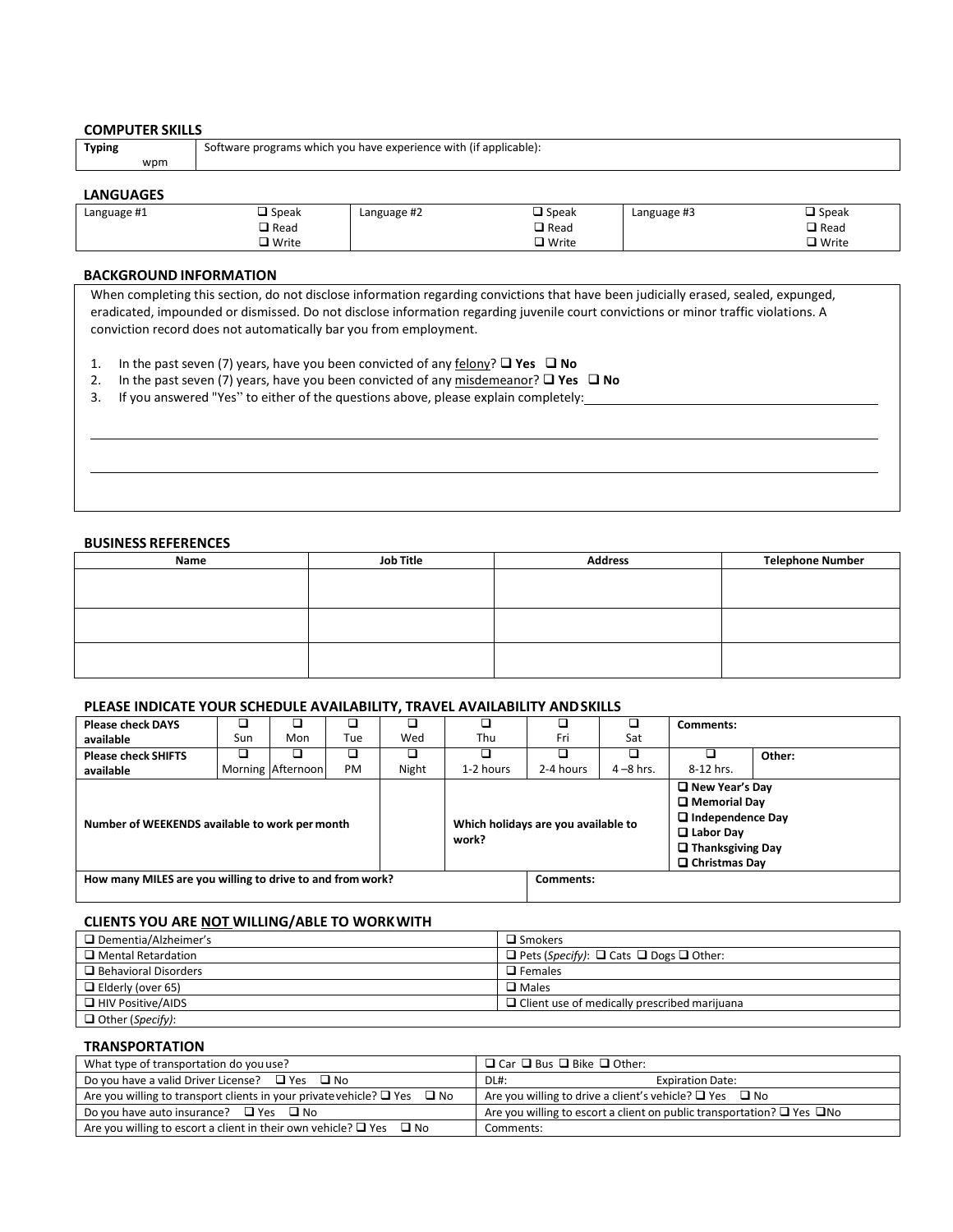### COMPUTER SKILLS

| Typing | Software programs which you have experience with (if applicable): |
| --- | --- |
| wpm | |

### LANGUAGES

| Language #1 | ❑ Speak<br>❑ Read<br>❑ Write | Language #2 | ❑ Speak<br>❑ Read<br>❑ Write | Language #3 | ❑ Speak<br>❑ Read<br>❑ Write |
| --- | --- | --- | --- | --- | --- |

### BACKGROUND INFORMATION

When completing this section, do not disclose information regarding convictions that have been judicially erased, sealed, expunged, eradicated, impounded or dismissed. Do not disclose information regarding juvenile court convictions or minor traffic violations. A conviction record does not automatically bar you from employment.

1. In the past seven (7) years, have you been convicted of any felony? ❑ **Yes** ❑ **No**
2. In the past seven (7) years, have you been convicted of any misdemeanor? ❑ **Yes** ❑ **No**
3. If you answered "Yes" to either of the questions above, please explain completely: ______________________

______________________________________________________________________

______________________________________________________________________

### BUSINESS REFERENCES

| Name | Job Title | Address | Telephone Number |
| --- | --- | --- | --- |
| | | | |
| | | | |
| | | | |

### PLEASE INDICATE YOUR SCHEDULE AVAILABILITY, TRAVEL AVAILABILITY AND SKILLS

| Please check DAYS available | ❑ Sun | ❑ Mon | ❑ Tue | ❑ Wed | ❑ Thu | ❑ Fri | ❑ Sat | Comments: | |
| --- | --- | --- | --- | --- | --- | --- | --- | --- | --- |
| **Please check SHIFTS available** | ❑ Morning | ❑ Afternoon | ❑ PM | ❑ Night | ❑ 1-2 hours | ❑ 2-4 hours | ❑ 4 –8 hrs. | ❑ 8-12 hrs. | Other: |
| **Number of WEEKENDS available to work per month** | | | | | **Which holidays are you available to work?** | | | ❑ **New Year's Day**<br>❑ **Memorial Day**<br>❑ **Independence Day**<br>❑ **Labor Day**<br>❑ **Thanksgiving Day**<br>❑ **Christmas Day** | |
| **How many MILES are you willing to drive to and from work?** | | | | | | **Comments:** | | | |

### CLIENTS YOU ARE NOT WILLING/ABLE TO WORK WITH

| | |
| --- | --- |
| ❑ Dementia/Alzheimer's | ❑ Smokers |
| ❑ Mental Retardation | ❑ Pets (*Specify*): ❑ Cats ❑ Dogs ❑ Other: |
| ❑ Behavioral Disorders | ❑ Females |
| ❑ Elderly (over 65) | ❑ Males |
| ❑ HIV Positive/AIDS | ❑ Client use of medically prescribed marijuana |
| ❑ Other (*Specify*): | |

### TRANSPORTATION

| | |
| --- | --- |
| What type of transportation do you use? | ❑ Car ❑ Bus ❑ Bike ❑ Other: |
| Do you have a valid Driver License? ❑ Yes ❑ No | DL#: Expiration Date: |
| Are you willing to transport clients in your private vehicle? ❑ Yes ❑ No | Are you willing to drive a client's vehicle? ❑ Yes ❑ No |
| Do you have auto insurance? ❑ Yes ❑ No | Are you willing to escort a client on public transportation? ❑ Yes ❑ No |
| Are you willing to escort a client in their own vehicle? ❑ Yes ❑ No | Comments: |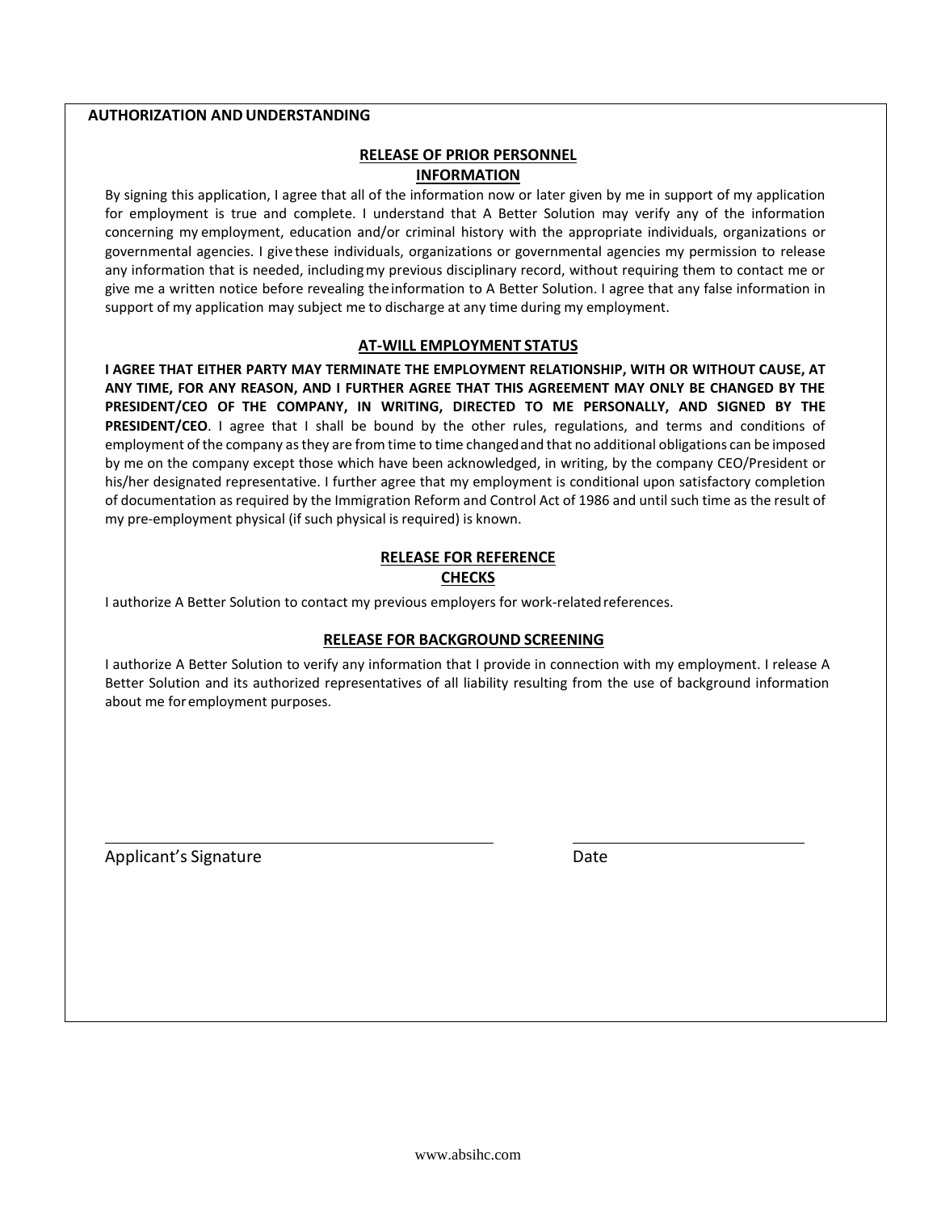## AUTHORIZATION AND UNDERSTANDING

### RELEASE OF PRIOR PERSONNEL INFORMATION

By signing this application, I agree that all of the information now or later given by me in support of my application for employment is true and complete. I understand that A Better Solution may verify any of the information concerning my employment, education and/or criminal history with the appropriate individuals, organizations or governmental agencies. I give these individuals, organizations or governmental agencies my permission to release any information that is needed, including my previous disciplinary record, without requiring them to contact me or give me a written notice before revealing the information to A Better Solution. I agree that any false information in support of my application may subject me to discharge at any time during my employment.

### AT-WILL EMPLOYMENT STATUS

**I AGREE THAT EITHER PARTY MAY TERMINATE THE EMPLOYMENT RELATIONSHIP, WITH OR WITHOUT CAUSE, AT ANY TIME, FOR ANY REASON, AND I FURTHER AGREE THAT THIS AGREEMENT MAY ONLY BE CHANGED BY THE PRESIDENT/CEO OF THE COMPANY, IN WRITING, DIRECTED TO ME PERSONALLY, AND SIGNED BY THE PRESIDENT/CEO**. I agree that I shall be bound by the other rules, regulations, and terms and conditions of employment of the company as they are from time to time changed and that no additional obligations can be imposed by me on the company except those which have been acknowledged, in writing, by the company CEO/President or his/her designated representative. I further agree that my employment is conditional upon satisfactory completion of documentation as required by the Immigration Reform and Control Act of 1986 and until such time as the result of my pre-employment physical (if such physical is required) is known.

### RELEASE FOR REFERENCE CHECKS

I authorize A Better Solution to contact my previous employers for work-related references.

### RELEASE FOR BACKGROUND SCREENING

I authorize A Better Solution to verify any information that I provide in connection with my employment. I release A Better Solution and its authorized representatives of all liability resulting from the use of background information about me for employment purposes.

______________________________ ______________________

Applicant's Signature Date

www.absihc.com